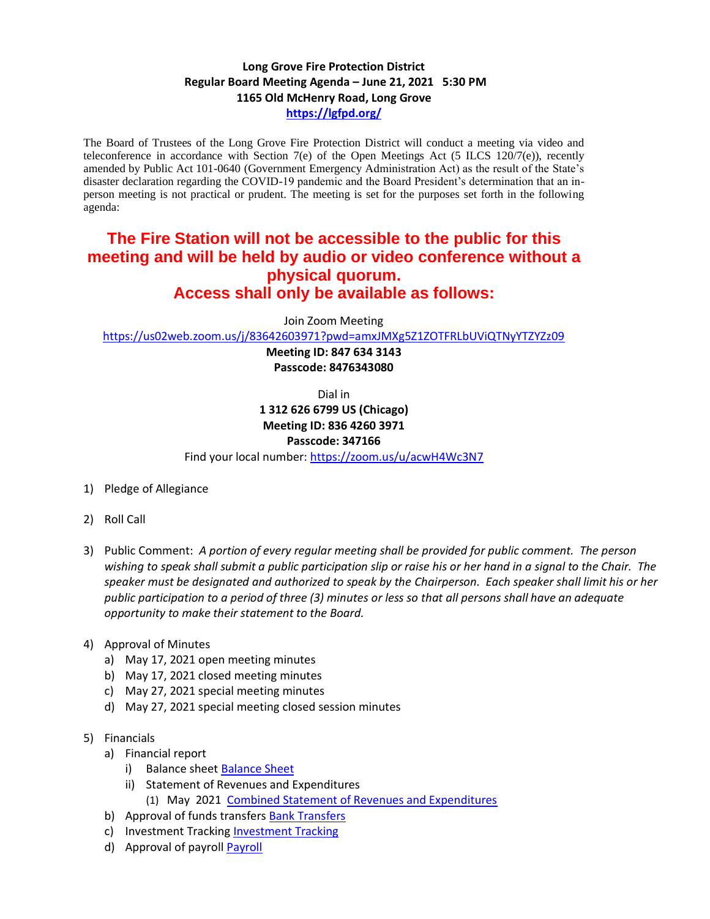# Long Grove Fire Protection District
## Regular Board Meeting Agenda – June 21, 2021 5:30 PM
## 1165 Old McHenry Road, Long Grove
[https://lgfpd.org/](https://lgfpd.org/)

The Board of Trustees of the Long Grove Fire Protection District will conduct a meeting via video and teleconference in accordance with Section 7(e) of the Open Meetings Act (5 ILCS 120/7(e)), recently amended by Public Act 101-0640 (Government Emergency Administration Act) as the result of the State's disaster declaration regarding the COVID-19 pandemic and the Board President's determination that an in-person meeting is not practical or prudent. The meeting is set for the purposes set forth in the following agenda:

**The Fire Station will not be accessible to the public for this meeting and will be held by audio or video conference without a physical quorum.**
**Access shall only be available as follows:**

Join Zoom Meeting
[https://us02web.zoom.us/j/83642603971?pwd=amxJMXg5Z1ZOTFRLbUViQTNyYTZYZz09](https://us02web.zoom.us/j/83642603971?pwd=amxJMXg5Z1ZOTFRLbUViQTNyYTZYZz09)
**Meeting ID: 847 634 3143**
**Passcode: 8476343080**

Dial in
**1 312 626 6799 US (Chicago)**
**Meeting ID: 836 4260 3971**
**Passcode: 347166**
Find your local number: [https://zoom.us/u/acwH4Wc3N7](https://zoom.us/u/acwH4Wc3N7)

1) Pledge of Allegiance

2) Roll Call

3) Public Comment: *A portion of every regular meeting shall be provided for public comment. The person wishing to speak shall submit a public participation slip or raise his or her hand in a signal to the Chair. The speaker must be designated and authorized to speak by the Chairperson. Each speaker shall limit his or her public participation to a period of three (3) minutes or less so that all persons shall have an adequate opportunity to make their statement to the Board.*

4) Approval of Minutes
   a) May 17, 2021 open meeting minutes
   b) May 17, 2021 closed meeting minutes
   c) May 27, 2021 special meeting minutes
   d) May 27, 2021 special meeting closed session minutes

5) Financials
   a) Financial report
      i) Balance sheet Balance Sheet
      ii) Statement of Revenues and Expenditures
         (1) May 2021 Combined Statement of Revenues and Expenditures
   b) Approval of funds transfers Bank Transfers
   c) Investment Tracking Investment Tracking
   d) Approval of payroll Payroll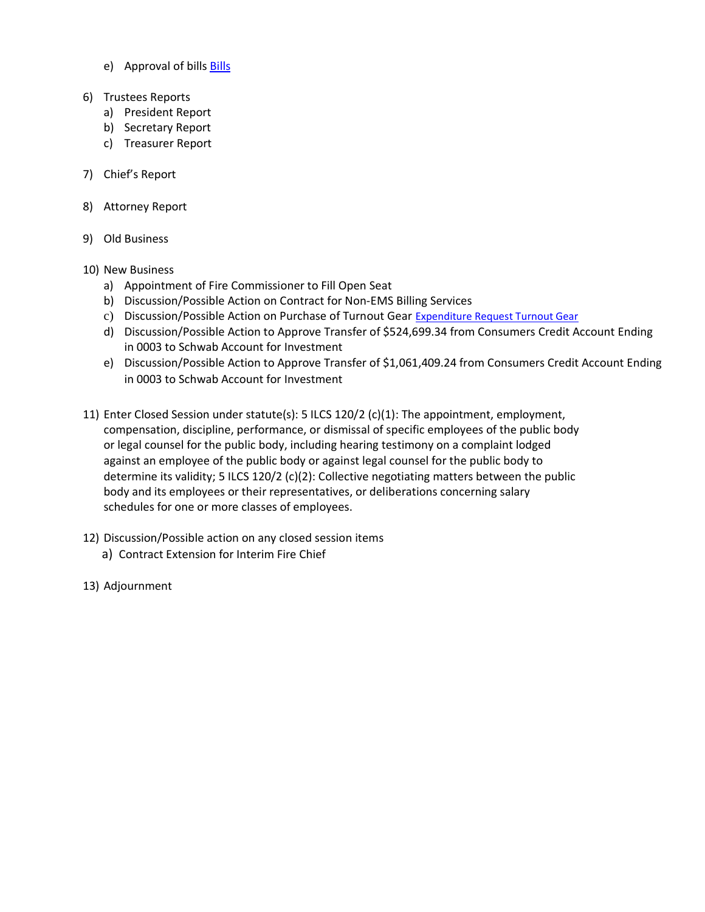e) Approval of bills Bills

6) Trustees Reports
   a) President Report
   b) Secretary Report
   c) Treasurer Report

7) Chief's Report

8) Attorney Report

9) Old Business

10) New Business
   a) Appointment of Fire Commissioner to Fill Open Seat
   b) Discussion/Possible Action on Contract for Non-EMS Billing Services
   c) Discussion/Possible Action on Purchase of Turnout Gear Expenditure Request Turnout Gear
   d) Discussion/Possible Action to Approve Transfer of $524,699.34 from Consumers Credit Account Ending in 0003 to Schwab Account for Investment
   e) Discussion/Possible Action to Approve Transfer of $1,061,409.24 from Consumers Credit Account Ending in 0003 to Schwab Account for Investment

11) Enter Closed Session under statute(s): 5 ILCS 120/2 (c)(1): The appointment, employment, compensation, discipline, performance, or dismissal of specific employees of the public body or legal counsel for the public body, including hearing testimony on a complaint lodged against an employee of the public body or against legal counsel for the public body to determine its validity; 5 ILCS 120/2 (c)(2): Collective negotiating matters between the public body and its employees or their representatives, or deliberations concerning salary schedules for one or more classes of employees.

12) Discussion/Possible action on any closed session items
   a) Contract Extension for Interim Fire Chief

13) Adjournment